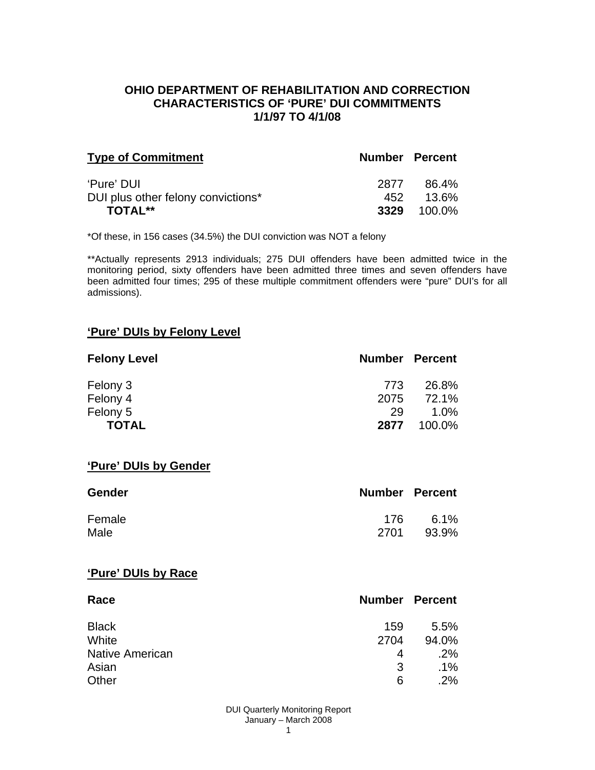# OHIO DEPARTMENT OF REHABILITATION AND CORRECTION
## CHARACTERISTICS OF 'PURE' DUI COMMITMENTS
## 1/1/97 TO 4/1/08

| Type of Commitment | Number | Percent |
|---|---|---|
| 'Pure' DUI | 2877 | 86.4% |
| DUI plus other felony convictions* | 452 | 13.6% |
| **TOTAL**** | **3329** | 100.0% |

*Of these, in 156 cases (34.5%) the DUI conviction was NOT a felony

**Actually represents 2913 individuals; 275 DUI offenders have been admitted twice in the monitoring period, sixty offenders have been admitted three times and seven offenders have been admitted four times; 295 of these multiple commitment offenders were "pure" DUI's for all admissions).

## 'Pure' DUIs by Felony Level

| Felony Level | Number | Percent |
|---|---|---|
| Felony 3 | 773 | 26.8% |
| Felony 4 | 2075 | 72.1% |
| Felony 5 | 29 | 1.0% |
| **TOTAL** | **2877** | 100.0% |

## 'Pure' DUIs by Gender

| Gender | Number | Percent |
|---|---|---|
| Female | 176 | 6.1% |
| Male | 2701 | 93.9% |

## 'Pure' DUIs by Race

| Race | Number | Percent |
|---|---|---|
| Black | 159 | 5.5% |
| White | 2704 | 94.0% |
| Native American | 4 | .2% |
| Asian | 3 | .1% |
| Other | 6 | .2% |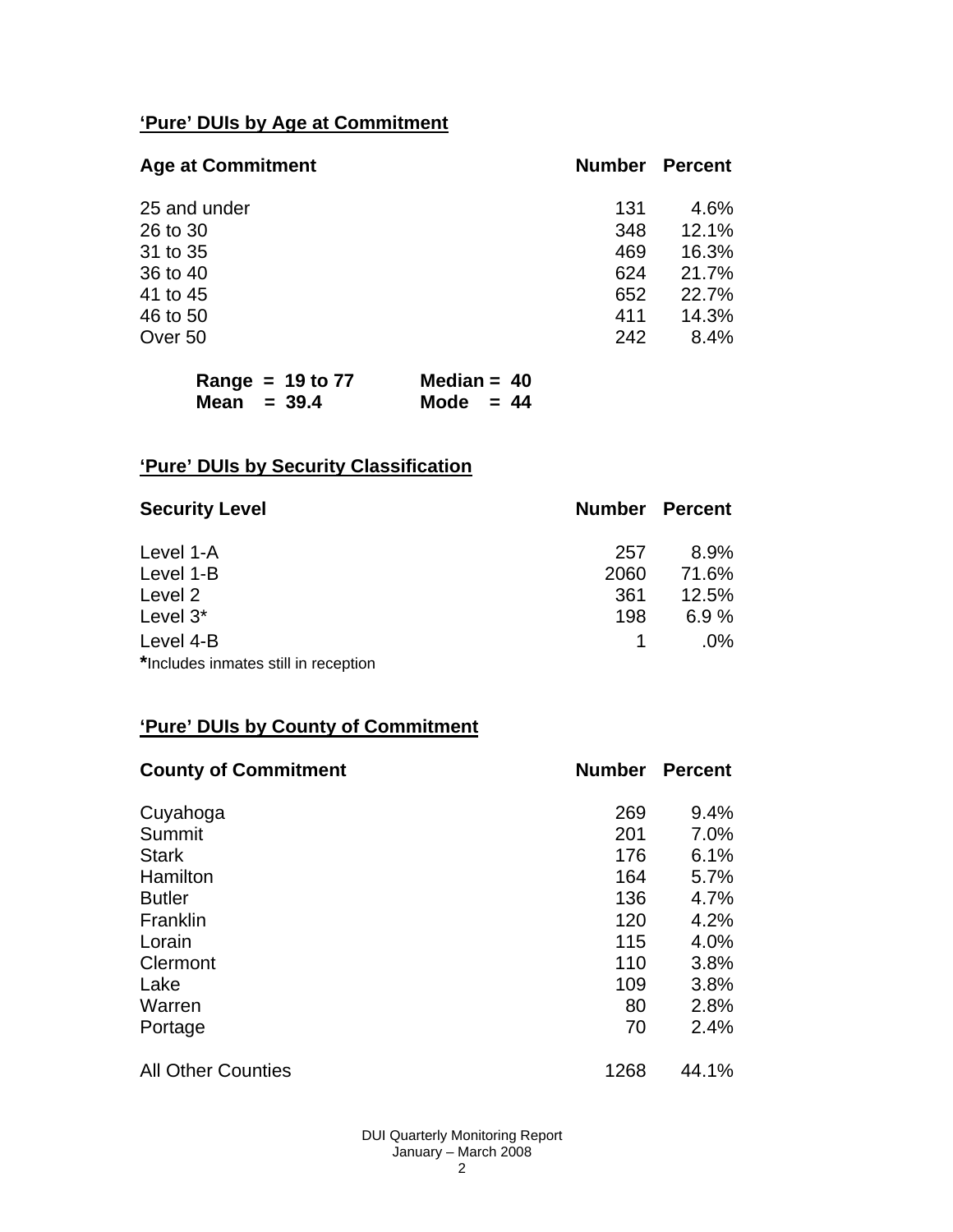## 'Pure' DUIs by Age at Commitment

| Age at Commitment | Number | Percent |
|---|---|---|
| 25 and under | 131 | 4.6% |
| 26 to 30 | 348 | 12.1% |
| 31 to 35 | 469 | 16.3% |
| 36 to 40 | 624 | 21.7% |
| 41 to 45 | 652 | 22.7% |
| 46 to 50 | 411 | 14.3% |
| Over 50 | 242 | 8.4% |

**Range = 19 to 77** **Median = 40**
**Mean = 39.4** **Mode = 44**

## 'Pure' DUIs by Security Classification

| Security Level | Number | Percent |
|---|---|---|
| Level 1-A | 257 | 8.9% |
| Level 1-B | 2060 | 71.6% |
| Level 2 | 361 | 12.5% |
| Level 3* | 198 | 6.9 % |
| Level 4-B | 1 | .0% |

*Includes inmates still in reception

## 'Pure' DUIs by County of Commitment

| County of Commitment | Number | Percent |
|---|---|---|
| Cuyahoga | 269 | 9.4% |
| Summit | 201 | 7.0% |
| Stark | 176 | 6.1% |
| Hamilton | 164 | 5.7% |
| Butler | 136 | 4.7% |
| Franklin | 120 | 4.2% |
| Lorain | 115 | 4.0% |
| Clermont | 110 | 3.8% |
| Lake | 109 | 3.8% |
| Warren | 80 | 2.8% |
| Portage | 70 | 2.4% |
| All Other Counties | 1268 | 44.1% |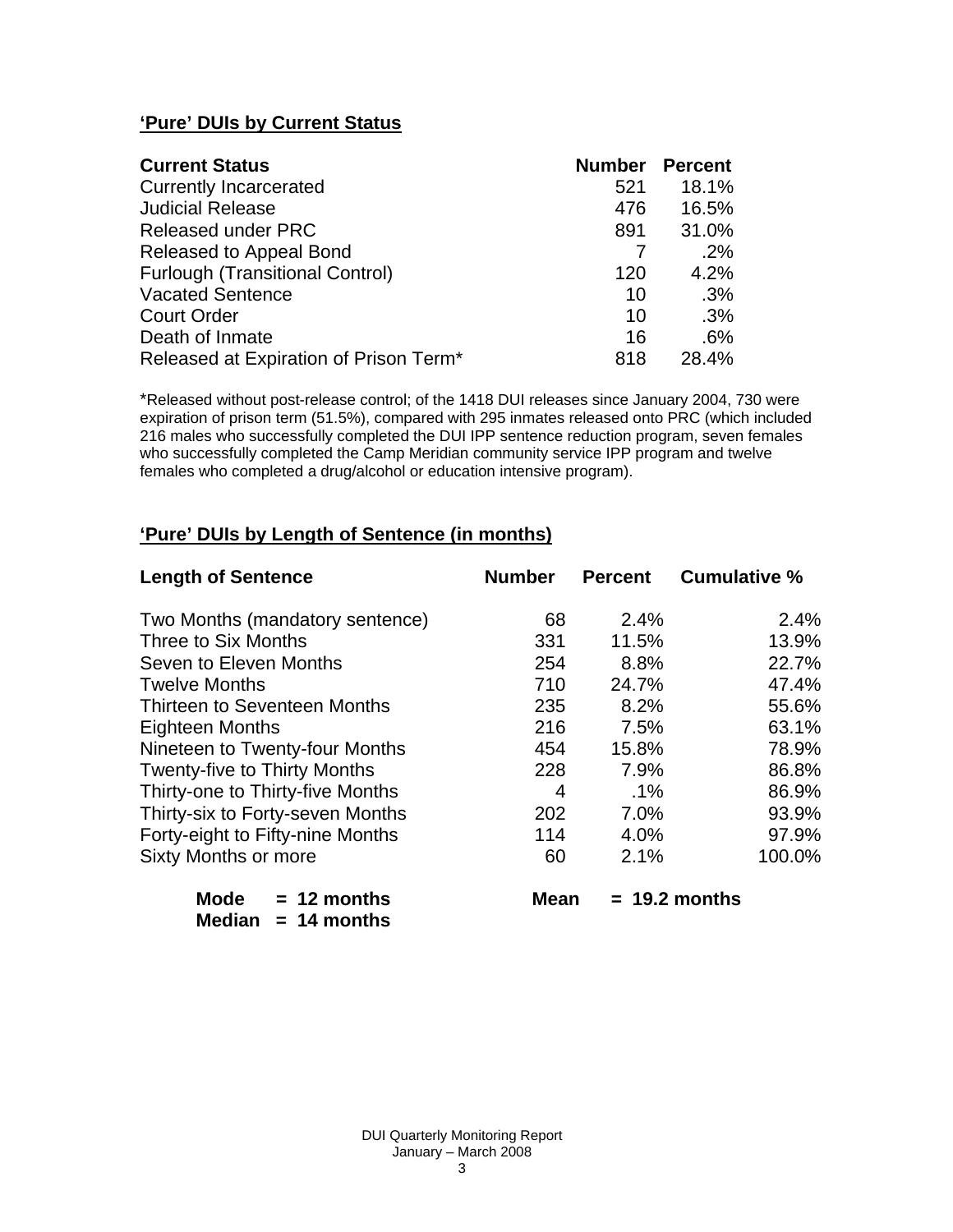## 'Pure' DUIs by Current Status

| Current Status | Number | Percent |
|---|---|---|
| Currently Incarcerated | 521 | 18.1% |
| Judicial Release | 476 | 16.5% |
| Released under PRC | 891 | 31.0% |
| Released to Appeal Bond | 7 | .2% |
| Furlough (Transitional Control) | 120 | 4.2% |
| Vacated Sentence | 10 | .3% |
| Court Order | 10 | .3% |
| Death of Inmate | 16 | .6% |
| Released at Expiration of Prison Term* | 818 | 28.4% |

*Released without post-release control; of the 1418 DUI releases since January 2004, 730 were expiration of prison term (51.5%), compared with 295 inmates released onto PRC (which included 216 males who successfully completed the DUI IPP sentence reduction program, seven females who successfully completed the Camp Meridian community service IPP program and twelve females who completed a drug/alcohol or education intensive program).

## 'Pure' DUIs by Length of Sentence (in months)

| Length of Sentence | Number | Percent | Cumulative % |
|---|---|---|---|
| Two Months (mandatory sentence) | 68 | 2.4% | 2.4% |
| Three to Six Months | 331 | 11.5% | 13.9% |
| Seven to Eleven Months | 254 | 8.8% | 22.7% |
| Twelve Months | 710 | 24.7% | 47.4% |
| Thirteen to Seventeen Months | 235 | 8.2% | 55.6% |
| Eighteen Months | 216 | 7.5% | 63.1% |
| Nineteen to Twenty-four Months | 454 | 15.8% | 78.9% |
| Twenty-five to Thirty Months | 228 | 7.9% | 86.8% |
| Thirty-one to Thirty-five Months | 4 | .1% | 86.9% |
| Thirty-six to Forty-seven Months | 202 | 7.0% | 93.9% |
| Forty-eight to Fifty-nine Months | 114 | 4.0% | 97.9% |
| Sixty Months or more | 60 | 2.1% | 100.0% |

**Mode = 12 months** **Mean = 19.2 months**
**Median = 14 months**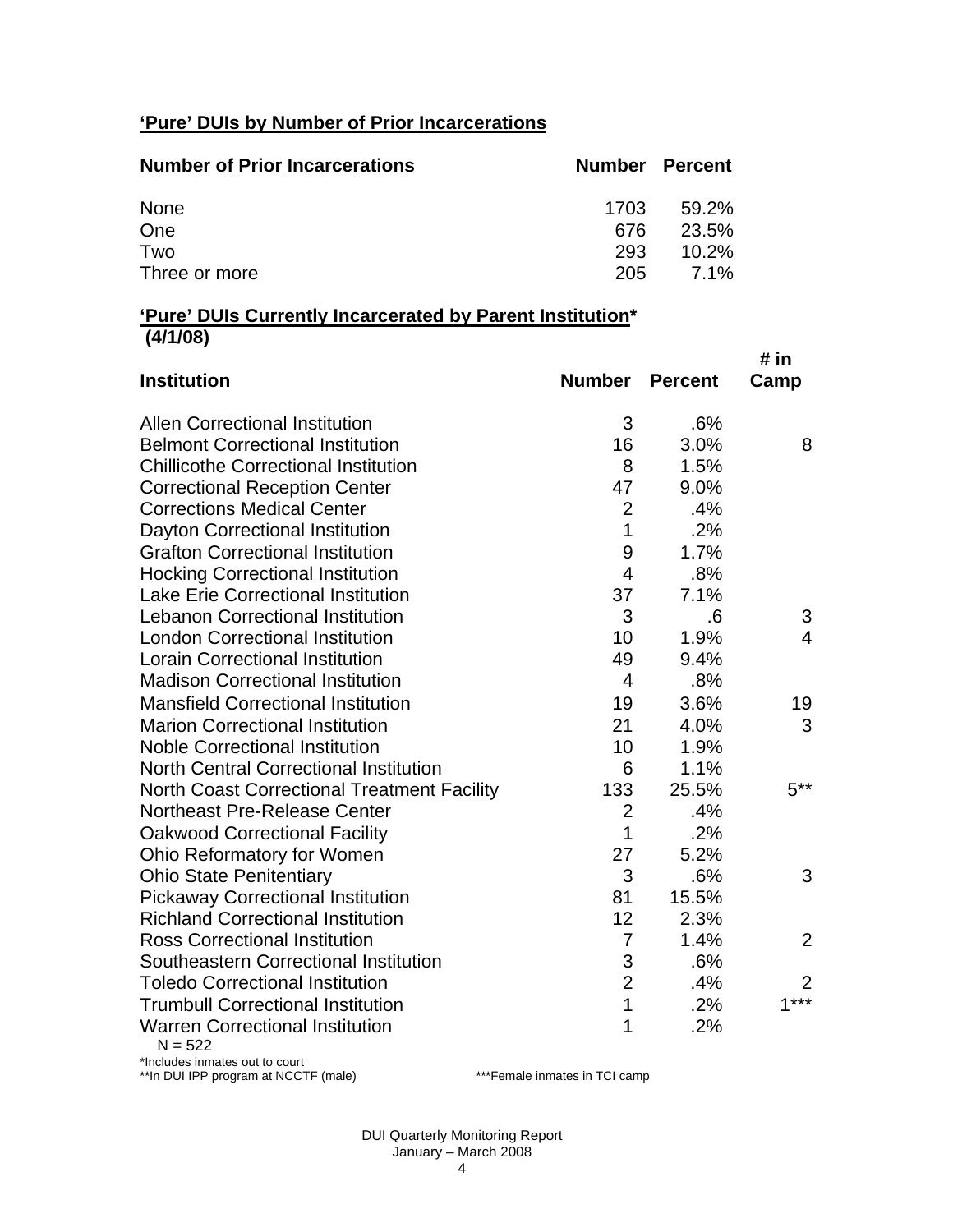## 'Pure' DUIs by Number of Prior Incarcerations

| Number of Prior Incarcerations | Number | Percent |
|---|---|---|
| None | 1703 | 59.2% |
| One | 676 | 23.5% |
| Two | 293 | 10.2% |
| Three or more | 205 | 7.1% |

## 'Pure' DUIs Currently Incarcerated by Parent Institution* (4/1/08)

| Institution | Number | Percent | # in Camp |
|---|---|---|---|
| Allen Correctional Institution | 3 | .6% | |
| Belmont Correctional Institution | 16 | 3.0% | 8 |
| Chillicothe Correctional Institution | 8 | 1.5% | |
| Correctional Reception Center | 47 | 9.0% | |
| Corrections Medical Center | 2 | .4% | |
| Dayton Correctional Institution | 1 | .2% | |
| Grafton Correctional Institution | 9 | 1.7% | |
| Hocking Correctional Institution | 4 | .8% | |
| Lake Erie Correctional Institution | 37 | 7.1% | |
| Lebanon Correctional Institution | 3 | .6 | 3 |
| London Correctional Institution | 10 | 1.9% | 4 |
| Lorain Correctional Institution | 49 | 9.4% | |
| Madison Correctional Institution | 4 | .8% | |
| Mansfield Correctional Institution | 19 | 3.6% | 19 |
| Marion Correctional Institution | 21 | 4.0% | 3 |
| Noble Correctional Institution | 10 | 1.9% | |
| North Central Correctional Institution | 6 | 1.1% | |
| North Coast Correctional Treatment Facility | 133 | 25.5% | 5** |
| Northeast Pre-Release Center | 2 | .4% | |
| Oakwood Correctional Facility | 1 | .2% | |
| Ohio Reformatory for Women | 27 | 5.2% | |
| Ohio State Penitentiary | 3 | .6% | 3 |
| Pickaway Correctional Institution | 81 | 15.5% | |
| Richland Correctional Institution | 12 | 2.3% | |
| Ross Correctional Institution | 7 | 1.4% | 2 |
| Southeastern Correctional Institution | 3 | .6% | |
| Toledo Correctional Institution | 2 | .4% | 2 |
| Trumbull Correctional Institution | 1 | .2% | 1*** |
| Warren Correctional Institution | 1 | .2% | |

N = 522

*Includes inmates out to court

**In DUI IPP program at NCCTF (male)

***Female inmates in TCI camp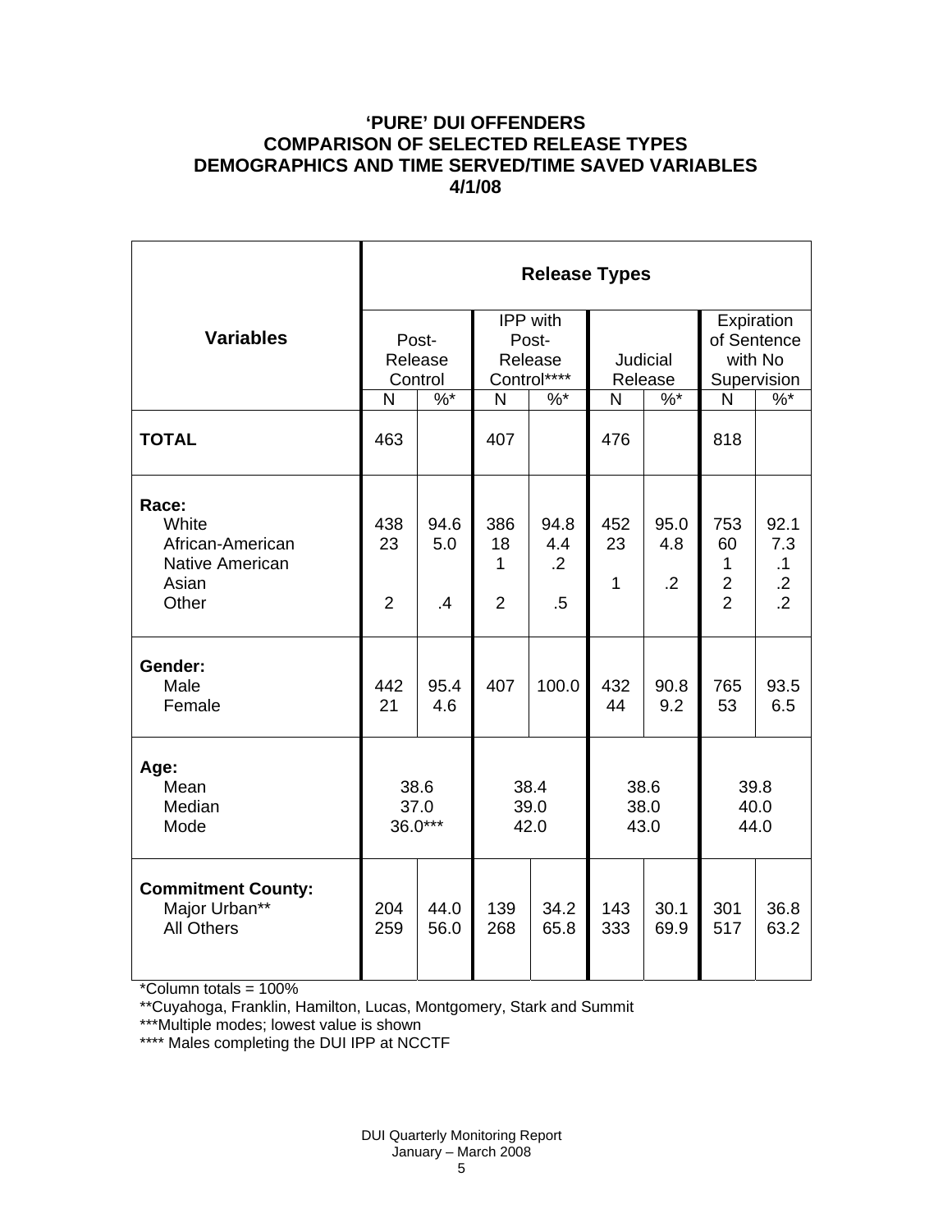## 'PURE' DUI OFFENDERS
## COMPARISON OF SELECTED RELEASE TYPES
## DEMOGRAPHICS AND TIME SERVED/TIME SAVED VARIABLES
## 4/1/08

| Variables | Release Types | | | | | | | |
|---|---|---|---|---|---|---|---|---|
| | Post-Release Control | | IPP with Post-Release Control**** | | Judicial Release | | Expiration of Sentence with No Supervision | |
| | N | %* | N | %* | N | %* | N | %* |
| **TOTAL** | 463 | | 407 | | 476 | | 818 | |
| **Race:** | | | | | | | | |
| White | 438 | 94.6 | 386 | 94.8 | 452 | 95.0 | 753 | 92.1 |
| African-American | 23 | 5.0 | 18 | 4.4 | 23 | 4.8 | 60 | 7.3 |
| Native American | | | 1 | .2 | | | 1 | .1 |
| Asian | | | | | 1 | .2 | 2 | .2 |
| Other | 2 | .4 | 2 | .5 | | | 2 | .2 |
| **Gender:** | | | | | | | | |
| Male | 442 | 95.4 | 407 | 100.0 | 432 | 90.8 | 765 | 93.5 |
| Female | 21 | 4.6 | | | 44 | 9.2 | 53 | 6.5 |
| **Age:** | | | | | | | | |
| Mean | 38.6 | | 38.4 | | 38.6 | | 39.8 | |
| Median | 37.0 | | 39.0 | | 38.0 | | 40.0 | |
| Mode | 36.0*** | | 42.0 | | 43.0 | | 44.0 | |
| **Commitment County:** | | | | | | | | |
| Major Urban** | 204 | 44.0 | 139 | 34.2 | 143 | 30.1 | 301 | 36.8 |
| All Others | 259 | 56.0 | 268 | 65.8 | 333 | 69.9 | 517 | 63.2 |

*Column totals = 100%

**Cuyahoga, Franklin, Hamilton, Lucas, Montgomery, Stark and Summit

***Multiple modes; lowest value is shown

**** Males completing the DUI IPP at NCCTF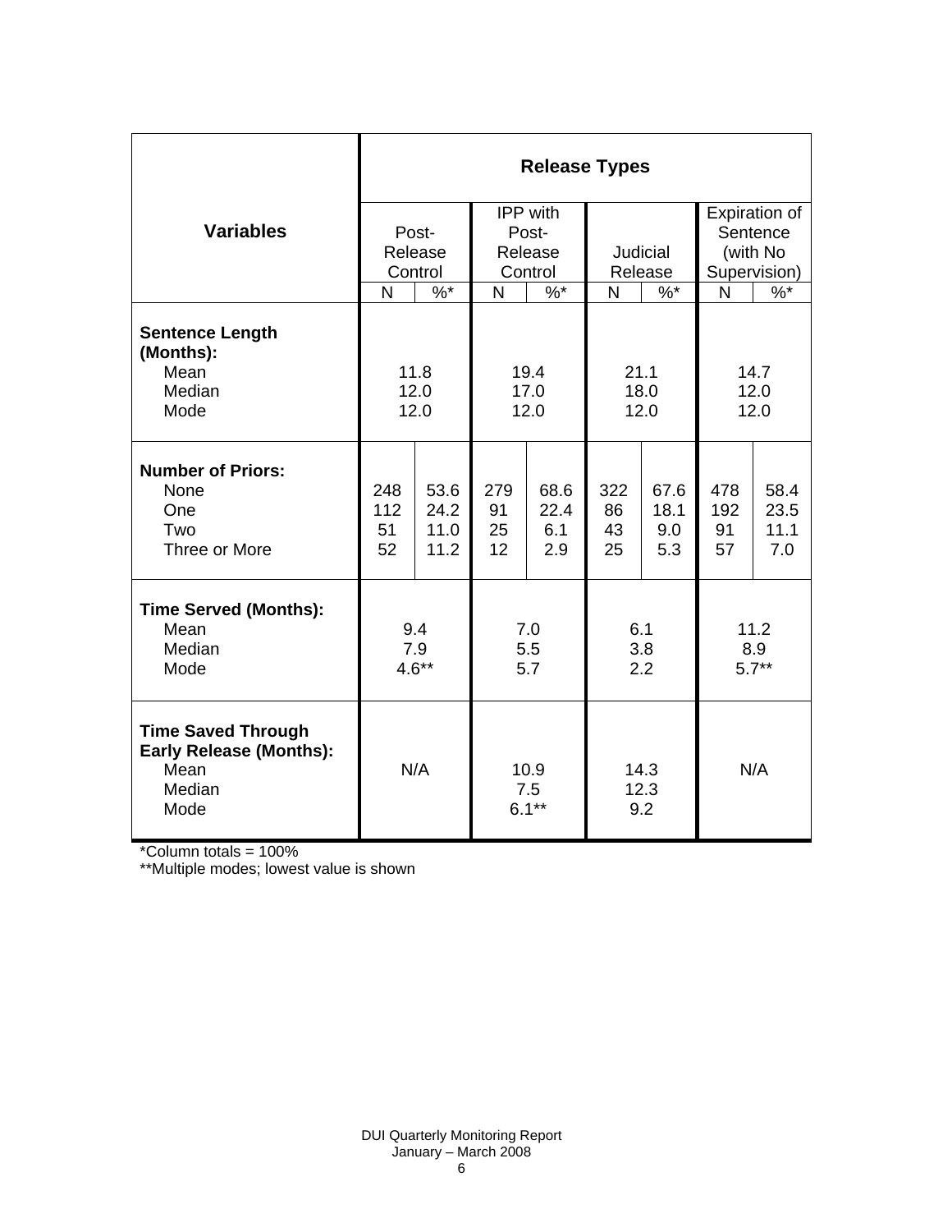| Variables | Release Types | | | | | | | |
|---|---|---|---|---|---|---|---|---|
| | Post-Release Control | | IPP with Post-Release Control | | Judicial Release | | Expiration of Sentence (with No Supervision) | |
| | N | %* | N | %* | N | %* | N | %* |
| **Sentence Length (Months):** | | | | | | | | |
| Mean | 11.8 | | 19.4 | | 21.1 | | 14.7 | |
| Median | 12.0 | | 17.0 | | 18.0 | | 12.0 | |
| Mode | 12.0 | | 12.0 | | 12.0 | | 12.0 | |
| **Number of Priors:** | | | | | | | | |
| None | 248 | 53.6 | 279 | 68.6 | 322 | 67.6 | 478 | 58.4 |
| One | 112 | 24.2 | 91 | 22.4 | 86 | 18.1 | 192 | 23.5 |
| Two | 51 | 11.0 | 25 | 6.1 | 43 | 9.0 | 91 | 11.1 |
| Three or More | 52 | 11.2 | 12 | 2.9 | 25 | 5.3 | 57 | 7.0 |
| **Time Served (Months):** | | | | | | | | |
| Mean | 9.4 | | 7.0 | | 6.1 | | 11.2 | |
| Median | 7.9 | | 5.5 | | 3.8 | | 8.9 | |
| Mode | 4.6** | | 5.7 | | 2.2 | | 5.7** | |
| **Time Saved Through Early Release (Months):** | | | | | | | | |
| Mean | N/A | | 10.9 | | 14.3 | | N/A | |
| Median | | | 7.5 | | 12.3 | | | |
| Mode | | | 6.1** | | 9.2 | | | |

*Column totals = 100%
**Multiple modes; lowest value is shown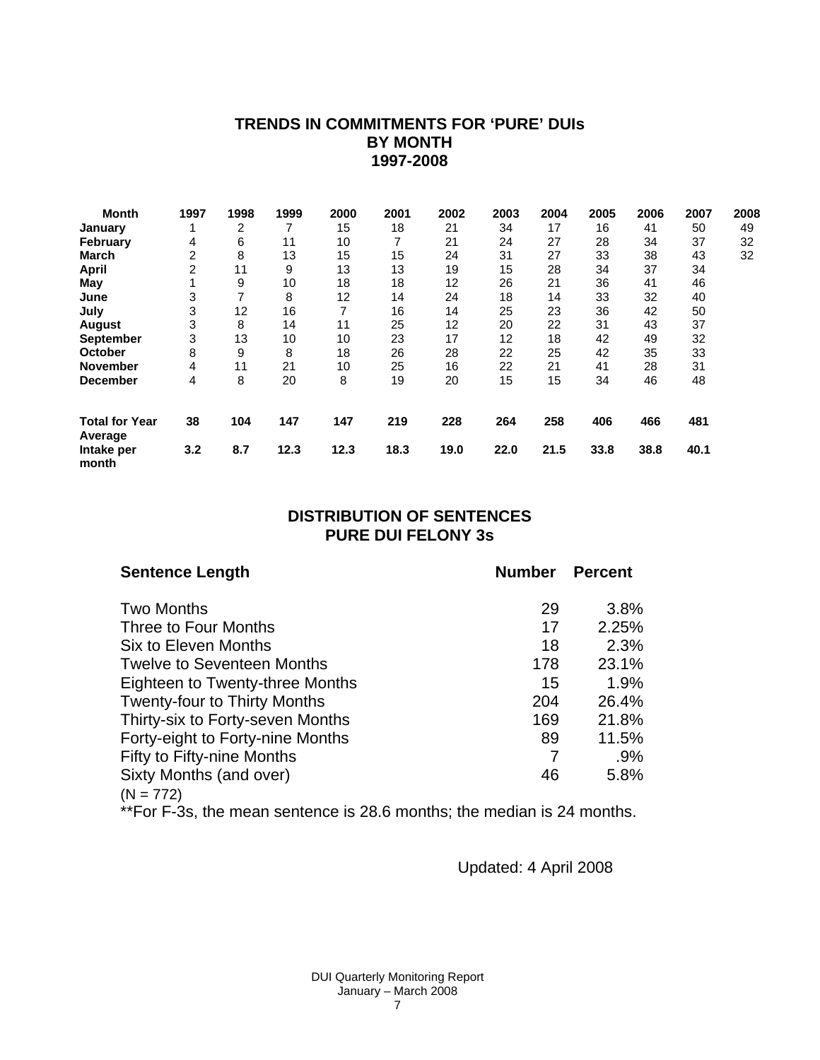## TRENDS IN COMMITMENTS FOR 'PURE' DUIs BY MONTH 1997-2008

| Month | 1997 | 1998 | 1999 | 2000 | 2001 | 2002 | 2003 | 2004 | 2005 | 2006 | 2007 | 2008 |
|---|---|---|---|---|---|---|---|---|---|---|---|---|
| **January** | 1 | 2 | 7 | 15 | 18 | 21 | 34 | 17 | 16 | 41 | 50 | 49 |
| **February** | 4 | 6 | 11 | 10 | 7 | 21 | 24 | 27 | 28 | 34 | 37 | 32 |
| **March** | 2 | 8 | 13 | 15 | 15 | 24 | 31 | 27 | 33 | 38 | 43 | 32 |
| **April** | 2 | 11 | 9 | 13 | 13 | 19 | 15 | 28 | 34 | 37 | 34 | |
| **May** | 1 | 9 | 10 | 18 | 18 | 12 | 26 | 21 | 36 | 41 | 46 | |
| **June** | 3 | 7 | 8 | 12 | 14 | 24 | 18 | 14 | 33 | 32 | 40 | |
| **July** | 3 | 12 | 16 | 7 | 16 | 14 | 25 | 23 | 36 | 42 | 50 | |
| **August** | 3 | 8 | 14 | 11 | 25 | 12 | 20 | 22 | 31 | 43 | 37 | |
| **September** | 3 | 13 | 10 | 10 | 23 | 17 | 12 | 18 | 42 | 49 | 32 | |
| **October** | 8 | 9 | 8 | 18 | 26 | 28 | 22 | 25 | 42 | 35 | 33 | |
| **November** | 4 | 11 | 21 | 10 | 25 | 16 | 22 | 21 | 41 | 28 | 31 | |
| **December** | 4 | 8 | 20 | 8 | 19 | 20 | 15 | 15 | 34 | 46 | 48 | |
| **Total for Year** | **38** | **104** | **147** | **147** | **219** | **228** | **264** | **258** | **406** | **466** | **481** | |
| **Average Intake per month** | **3.2** | **8.7** | **12.3** | **12.3** | **18.3** | **19.0** | **22.0** | **21.5** | **33.8** | **38.8** | **40.1** | |

## DISTRIBUTION OF SENTENCES PURE DUI FELONY 3s

| Sentence Length | Number | Percent |
|---|---|---|
| Two Months | 29 | 3.8% |
| Three to Four Months | 17 | 2.25% |
| Six to Eleven Months | 18 | 2.3% |
| Twelve to Seventeen Months | 178 | 23.1% |
| Eighteen to Twenty-three Months | 15 | 1.9% |
| Twenty-four to Thirty Months | 204 | 26.4% |
| Thirty-six to Forty-seven Months | 169 | 21.8% |
| Forty-eight to Forty-nine Months | 89 | 11.5% |
| Fifty to Fifty-nine Months | 7 | .9% |
| Sixty Months (and over) | 46 | 5.8% |

(N = 772)

**For F-3s, the mean sentence is 28.6 months; the median is 24 months.

Updated: 4 April 2008